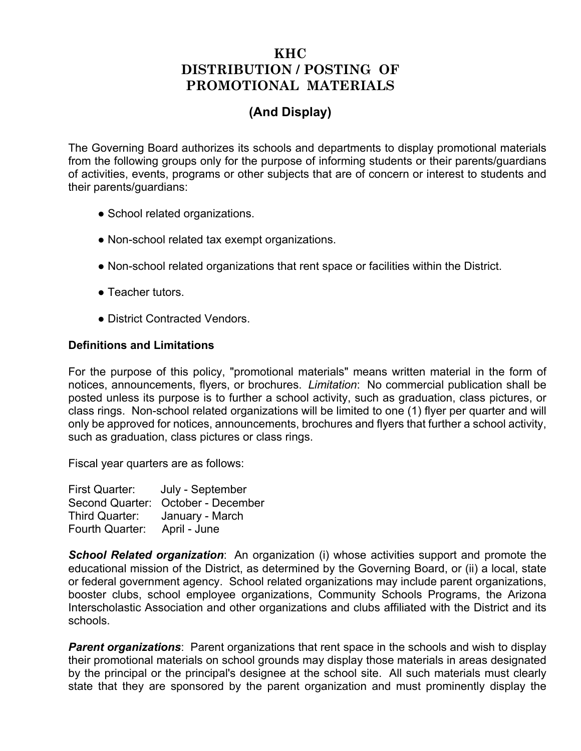# KHC
# DISTRIBUTION / POSTING OF PROMOTIONAL MATERIALS

## (And Display)

The Governing Board authorizes its schools and departments to display promotional materials from the following groups only for the purpose of informing students or their parents/guardians of activities, events, programs or other subjects that are of concern or interest to students and their parents/guardians:

- School related organizations.
- Non-school related tax exempt organizations.
- Non-school related organizations that rent space or facilities within the District.
- Teacher tutors.
- District Contracted Vendors.

**Definitions and Limitations**

For the purpose of this policy, "promotional materials" means written material in the form of notices, announcements, flyers, or brochures. *Limitation*: No commercial publication shall be posted unless its purpose is to further a school activity, such as graduation, class pictures, or class rings. Non-school related organizations will be limited to one (1) flyer per quarter and will only be approved for notices, announcements, brochures and flyers that further a school activity, such as graduation, class pictures or class rings.

Fiscal year quarters are as follows:

First Quarter: July - September
Second Quarter: October - December
Third Quarter: January - March
Fourth Quarter: April - June

***School Related organization***: An organization (i) whose activities support and promote the educational mission of the District, as determined by the Governing Board, or (ii) a local, state or federal government agency. School related organizations may include parent organizations, booster clubs, school employee organizations, Community Schools Programs, the Arizona Interscholastic Association and other organizations and clubs affiliated with the District and its schools.

***Parent organizations***: Parent organizations that rent space in the schools and wish to display their promotional materials on school grounds may display those materials in areas designated by the principal or the principal's designee at the school site. All such materials must clearly state that they are sponsored by the parent organization and must prominently display the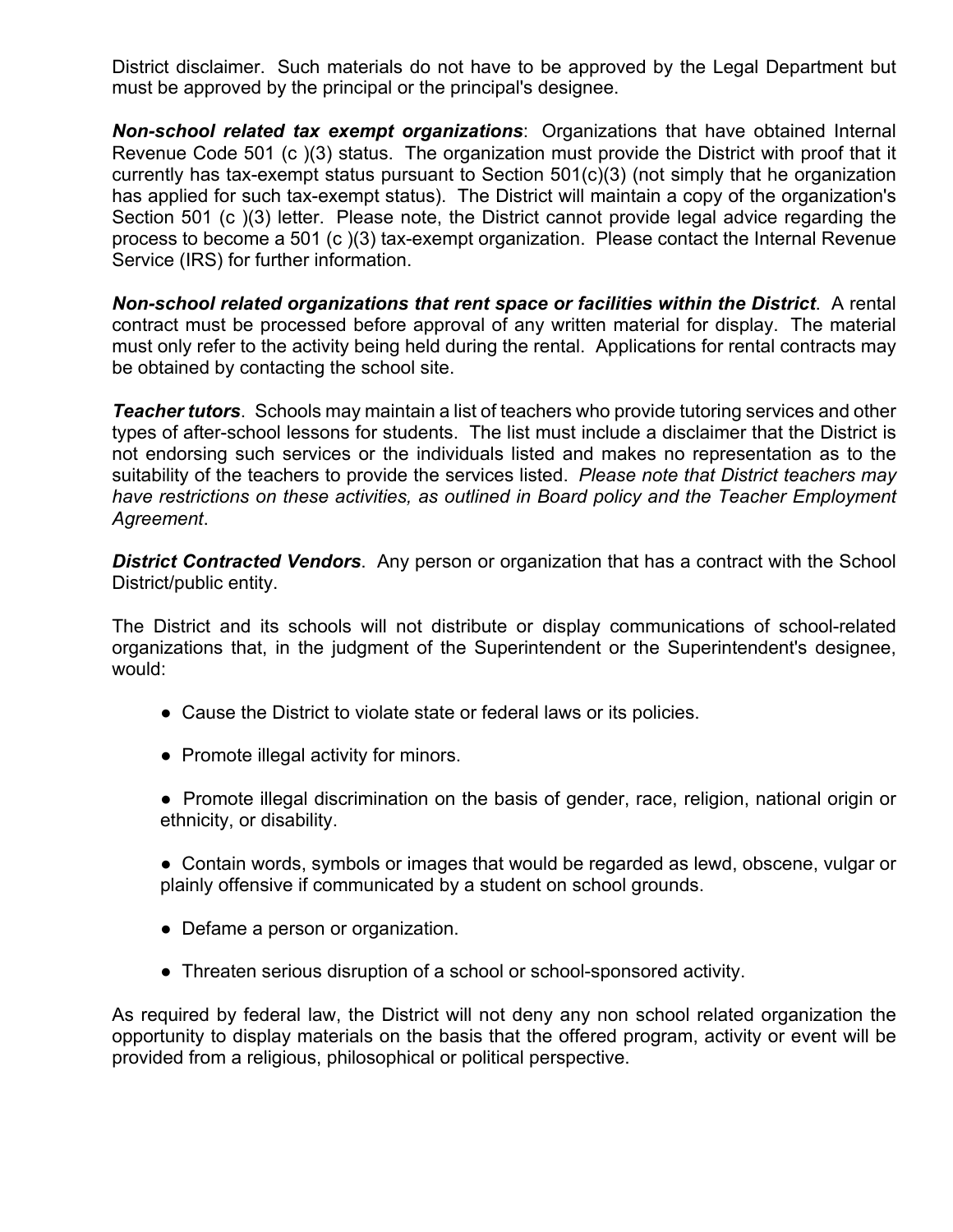District disclaimer. Such materials do not have to be approved by the Legal Department but must be approved by the principal or the principal's designee.

***Non-school related tax exempt organizations***: Organizations that have obtained Internal Revenue Code 501 (c )(3) status. The organization must provide the District with proof that it currently has tax-exempt status pursuant to Section 501(c)(3) (not simply that he organization has applied for such tax-exempt status). The District will maintain a copy of the organization's Section 501 (c )(3) letter. Please note, the District cannot provide legal advice regarding the process to become a 501 (c )(3) tax-exempt organization. Please contact the Internal Revenue Service (IRS) for further information.

***Non-school related organizations that rent space or facilities within the District***. A rental contract must be processed before approval of any written material for display. The material must only refer to the activity being held during the rental. Applications for rental contracts may be obtained by contacting the school site.

***Teacher tutors***. Schools may maintain a list of teachers who provide tutoring services and other types of after-school lessons for students. The list must include a disclaimer that the District is not endorsing such services or the individuals listed and makes no representation as to the suitability of the teachers to provide the services listed. *Please note that District teachers may have restrictions on these activities, as outlined in Board policy and the Teacher Employment Agreement*.

***District Contracted Vendors***. Any person or organization that has a contract with the School District/public entity.

The District and its schools will not distribute or display communications of school-related organizations that, in the judgment of the Superintendent or the Superintendent's designee, would:

- Cause the District to violate state or federal laws or its policies.
- Promote illegal activity for minors.
- Promote illegal discrimination on the basis of gender, race, religion, national origin or ethnicity, or disability.
- Contain words, symbols or images that would be regarded as lewd, obscene, vulgar or plainly offensive if communicated by a student on school grounds.
- Defame a person or organization.
- Threaten serious disruption of a school or school-sponsored activity.

As required by federal law, the District will not deny any non school related organization the opportunity to display materials on the basis that the offered program, activity or event will be provided from a religious, philosophical or political perspective.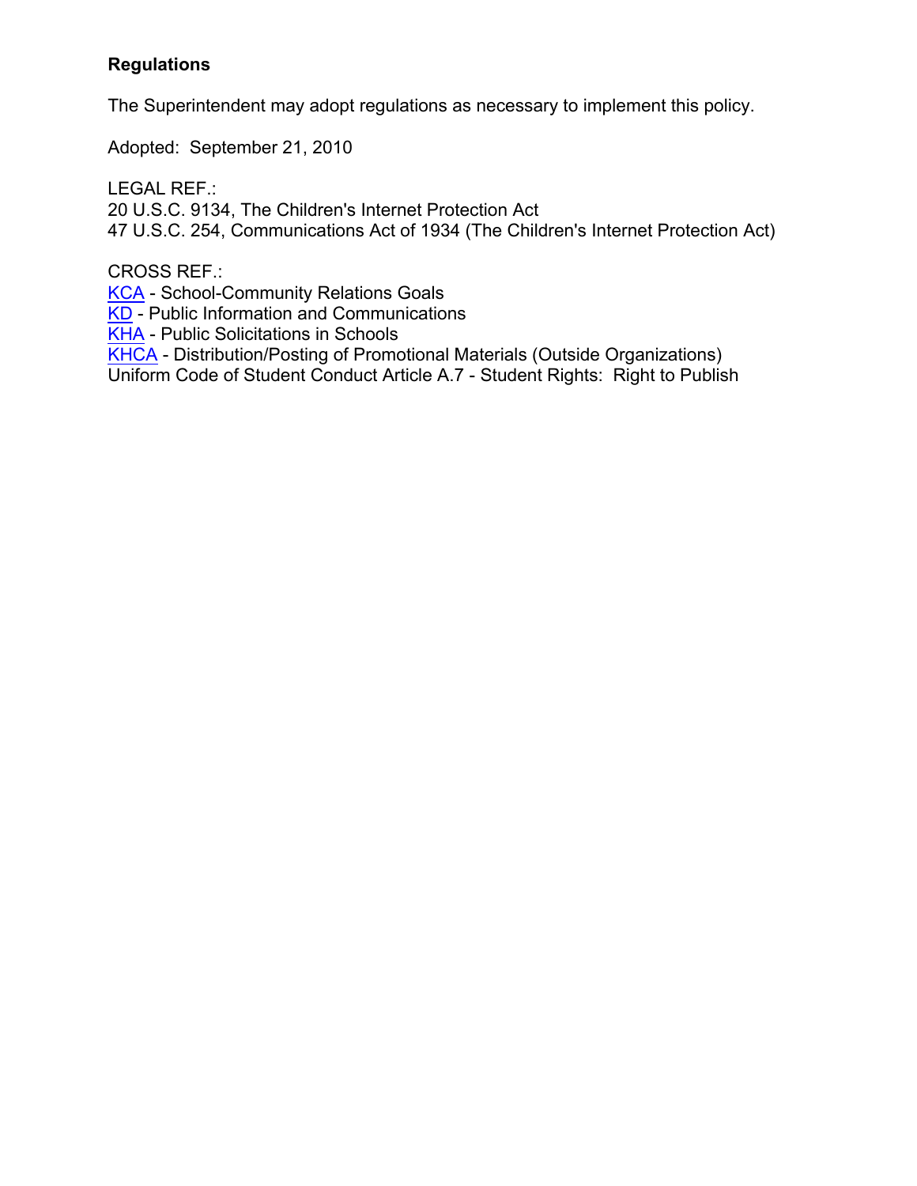**Regulations**

The Superintendent may adopt regulations as necessary to implement this policy.

Adopted: September 21, 2010

LEGAL REF.:
20 U.S.C. 9134, The Children's Internet Protection Act
47 U.S.C. 254, Communications Act of 1934 (The Children's Internet Protection Act)

CROSS REF.:
KCA - School-Community Relations Goals
KD - Public Information and Communications
KHA - Public Solicitations in Schools
KHCA - Distribution/Posting of Promotional Materials (Outside Organizations)
Uniform Code of Student Conduct Article A.7 - Student Rights: Right to Publish